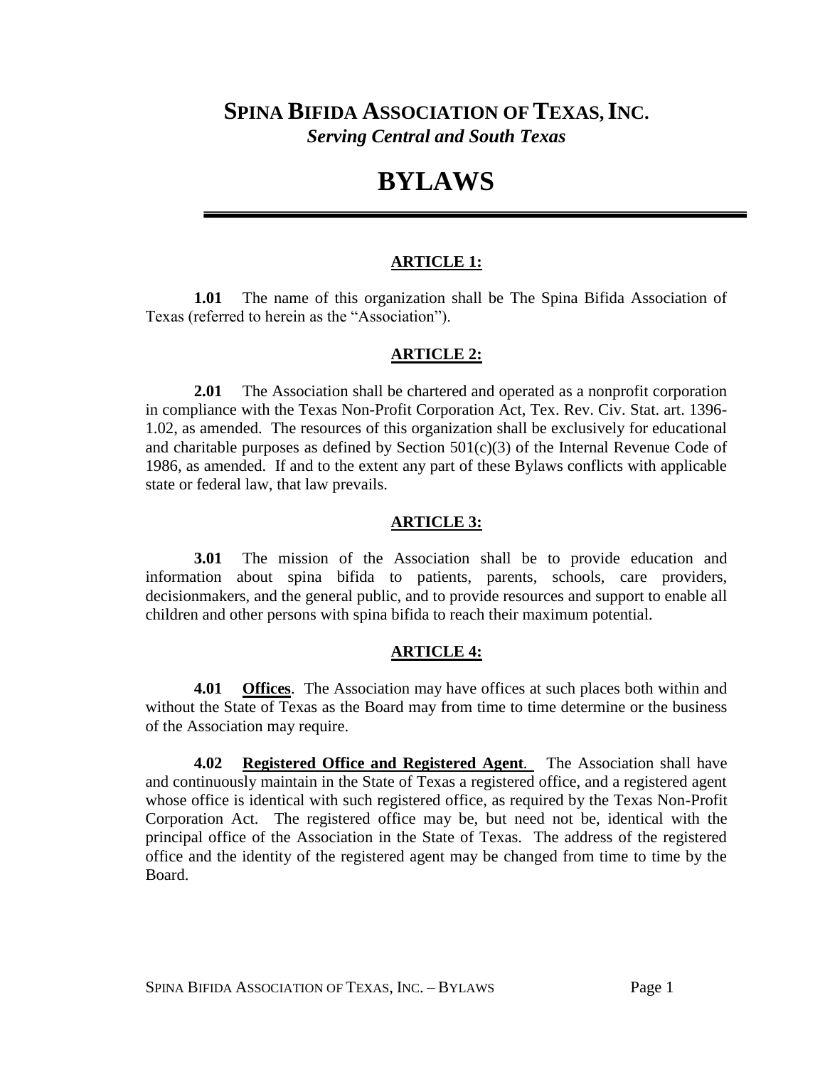# SPINA BIFIDA ASSOCIATION OF TEXAS, INC.

***Serving Central and South Texas***

# BYLAWS

## ARTICLE 1:

**1.01** The name of this organization shall be The Spina Bifida Association of Texas (referred to herein as the "Association").

## ARTICLE 2:

**2.01** The Association shall be chartered and operated as a nonprofit corporation in compliance with the Texas Non-Profit Corporation Act, Tex. Rev. Civ. Stat. art. 1396-1.02, as amended. The resources of this organization shall be exclusively for educational and charitable purposes as defined by Section 501(c)(3) of the Internal Revenue Code of 1986, as amended. If and to the extent any part of these Bylaws conflicts with applicable state or federal law, that law prevails.

## ARTICLE 3:

**3.01** The mission of the Association shall be to provide education and information about spina bifida to patients, parents, schools, care providers, decisionmakers, and the general public, and to provide resources and support to enable all children and other persons with spina bifida to reach their maximum potential.

## ARTICLE 4:

**4.01 Offices**. The Association may have offices at such places both within and without the State of Texas as the Board may from time to time determine or the business of the Association may require.

**4.02 Registered Office and Registered Agent**. The Association shall have and continuously maintain in the State of Texas a registered office, and a registered agent whose office is identical with such registered office, as required by the Texas Non-Profit Corporation Act. The registered office may be, but need not be, identical with the principal office of the Association in the State of Texas. The address of the registered office and the identity of the registered agent may be changed from time to time by the Board.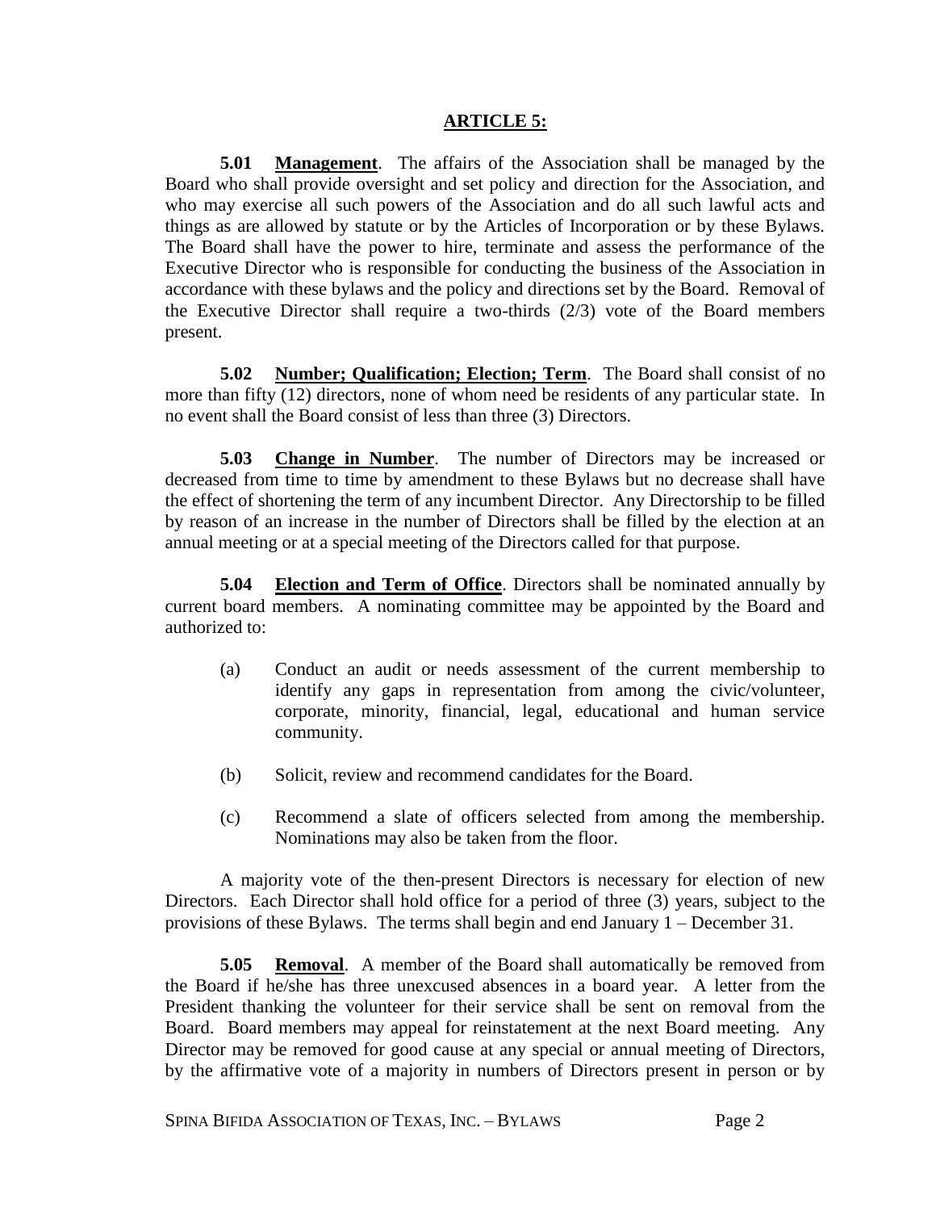## ARTICLE 5:

**5.01 Management**. The affairs of the Association shall be managed by the Board who shall provide oversight and set policy and direction for the Association, and who may exercise all such powers of the Association and do all such lawful acts and things as are allowed by statute or by the Articles of Incorporation or by these Bylaws. The Board shall have the power to hire, terminate and assess the performance of the Executive Director who is responsible for conducting the business of the Association in accordance with these bylaws and the policy and directions set by the Board. Removal of the Executive Director shall require a two-thirds (2/3) vote of the Board members present.

**5.02 Number; Qualification; Election; Term**. The Board shall consist of no more than fifty (12) directors, none of whom need be residents of any particular state. In no event shall the Board consist of less than three (3) Directors.

**5.03 Change in Number**. The number of Directors may be increased or decreased from time to time by amendment to these Bylaws but no decrease shall have the effect of shortening the term of any incumbent Director. Any Directorship to be filled by reason of an increase in the number of Directors shall be filled by the election at an annual meeting or at a special meeting of the Directors called for that purpose.

**5.04 Election and Term of Office**. Directors shall be nominated annually by current board members. A nominating committee may be appointed by the Board and authorized to:

(a) Conduct an audit or needs assessment of the current membership to identify any gaps in representation from among the civic/volunteer, corporate, minority, financial, legal, educational and human service community.

(b) Solicit, review and recommend candidates for the Board.

(c) Recommend a slate of officers selected from among the membership. Nominations may also be taken from the floor.

A majority vote of the then-present Directors is necessary for election of new Directors. Each Director shall hold office for a period of three (3) years, subject to the provisions of these Bylaws. The terms shall begin and end January 1 – December 31.

**5.05 Removal**. A member of the Board shall automatically be removed from the Board if he/she has three unexcused absences in a board year. A letter from the President thanking the volunteer for their service shall be sent on removal from the Board. Board members may appeal for reinstatement at the next Board meeting. Any Director may be removed for good cause at any special or annual meeting of Directors, by the affirmative vote of a majority in numbers of Directors present in person or by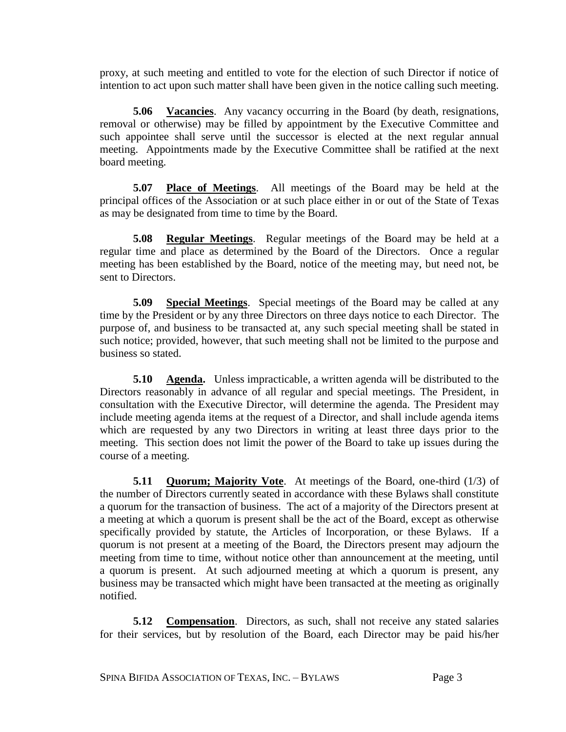proxy, at such meeting and entitled to vote for the election of such Director if notice of intention to act upon such matter shall have been given in the notice calling such meeting.

**5.06 Vacancies**. Any vacancy occurring in the Board (by death, resignations, removal or otherwise) may be filled by appointment by the Executive Committee and such appointee shall serve until the successor is elected at the next regular annual meeting. Appointments made by the Executive Committee shall be ratified at the next board meeting.

**5.07 Place of Meetings**. All meetings of the Board may be held at the principal offices of the Association or at such place either in or out of the State of Texas as may be designated from time to time by the Board.

**5.08 Regular Meetings**. Regular meetings of the Board may be held at a regular time and place as determined by the Board of the Directors. Once a regular meeting has been established by the Board, notice of the meeting may, but need not, be sent to Directors.

**5.09 Special Meetings**. Special meetings of the Board may be called at any time by the President or by any three Directors on three days notice to each Director. The purpose of, and business to be transacted at, any such special meeting shall be stated in such notice; provided, however, that such meeting shall not be limited to the purpose and business so stated.

**5.10 Agenda.** Unless impracticable, a written agenda will be distributed to the Directors reasonably in advance of all regular and special meetings. The President, in consultation with the Executive Director, will determine the agenda. The President may include meeting agenda items at the request of a Director, and shall include agenda items which are requested by any two Directors in writing at least three days prior to the meeting. This section does not limit the power of the Board to take up issues during the course of a meeting.

**5.11 Quorum; Majority Vote**. At meetings of the Board, one-third (1/3) of the number of Directors currently seated in accordance with these Bylaws shall constitute a quorum for the transaction of business. The act of a majority of the Directors present at a meeting at which a quorum is present shall be the act of the Board, except as otherwise specifically provided by statute, the Articles of Incorporation, or these Bylaws. If a quorum is not present at a meeting of the Board, the Directors present may adjourn the meeting from time to time, without notice other than announcement at the meeting, until a quorum is present. At such adjourned meeting at which a quorum is present, any business may be transacted which might have been transacted at the meeting as originally notified.

**5.12 Compensation**. Directors, as such, shall not receive any stated salaries for their services, but by resolution of the Board, each Director may be paid his/her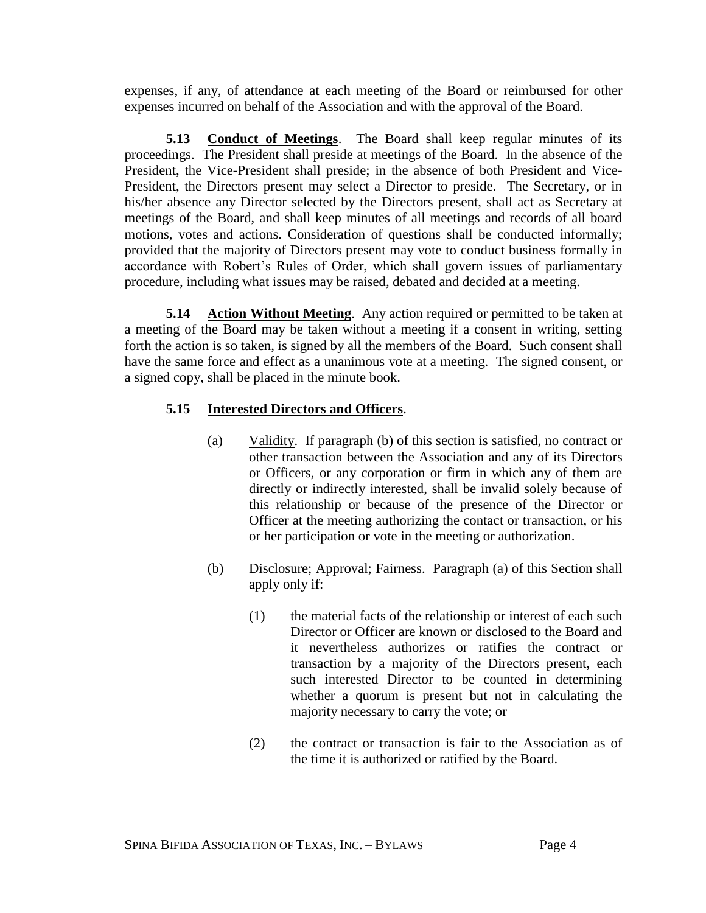expenses, if any, of attendance at each meeting of the Board or reimbursed for other expenses incurred on behalf of the Association and with the approval of the Board.

**5.13 Conduct of Meetings**. The Board shall keep regular minutes of its proceedings. The President shall preside at meetings of the Board. In the absence of the President, the Vice-President shall preside; in the absence of both President and Vice-President, the Directors present may select a Director to preside. The Secretary, or in his/her absence any Director selected by the Directors present, shall act as Secretary at meetings of the Board, and shall keep minutes of all meetings and records of all board motions, votes and actions. Consideration of questions shall be conducted informally; provided that the majority of Directors present may vote to conduct business formally in accordance with Robert's Rules of Order, which shall govern issues of parliamentary procedure, including what issues may be raised, debated and decided at a meeting.

**5.14 Action Without Meeting**. Any action required or permitted to be taken at a meeting of the Board may be taken without a meeting if a consent in writing, setting forth the action is so taken, is signed by all the members of the Board. Such consent shall have the same force and effect as a unanimous vote at a meeting. The signed consent, or a signed copy, shall be placed in the minute book.

**5.15 Interested Directors and Officers**.

(a) Validity. If paragraph (b) of this section is satisfied, no contract or other transaction between the Association and any of its Directors or Officers, or any corporation or firm in which any of them are directly or indirectly interested, shall be invalid solely because of this relationship or because of the presence of the Director or Officer at the meeting authorizing the contact or transaction, or his or her participation or vote in the meeting or authorization.

(b) Disclosure; Approval; Fairness. Paragraph (a) of this Section shall apply only if:

(1) the material facts of the relationship or interest of each such Director or Officer are known or disclosed to the Board and it nevertheless authorizes or ratifies the contract or transaction by a majority of the Directors present, each such interested Director to be counted in determining whether a quorum is present but not in calculating the majority necessary to carry the vote; or

(2) the contract or transaction is fair to the Association as of the time it is authorized or ratified by the Board.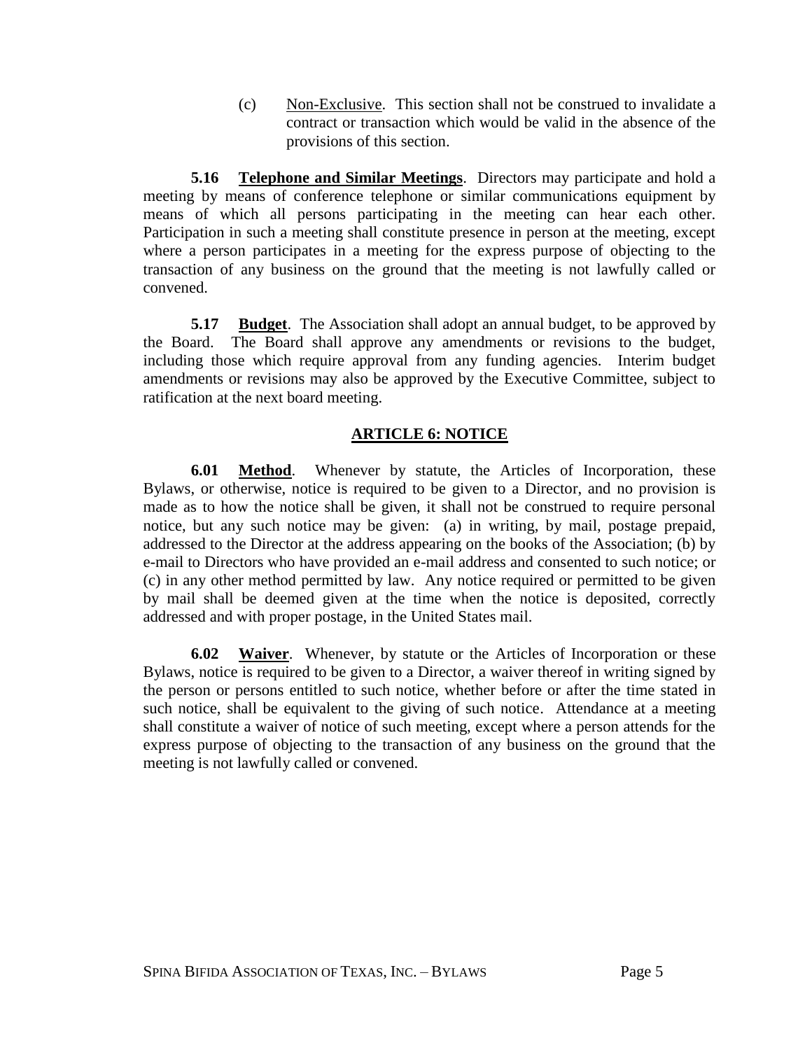(c) Non-Exclusive. This section shall not be construed to invalidate a contract or transaction which would be valid in the absence of the provisions of this section.

**5.16 Telephone and Similar Meetings**. Directors may participate and hold a meeting by means of conference telephone or similar communications equipment by means of which all persons participating in the meeting can hear each other. Participation in such a meeting shall constitute presence in person at the meeting, except where a person participates in a meeting for the express purpose of objecting to the transaction of any business on the ground that the meeting is not lawfully called or convened.

**5.17 Budget**. The Association shall adopt an annual budget, to be approved by the Board. The Board shall approve any amendments or revisions to the budget, including those which require approval from any funding agencies. Interim budget amendments or revisions may also be approved by the Executive Committee, subject to ratification at the next board meeting.

## ARTICLE 6: NOTICE

**6.01 Method**. Whenever by statute, the Articles of Incorporation, these Bylaws, or otherwise, notice is required to be given to a Director, and no provision is made as to how the notice shall be given, it shall not be construed to require personal notice, but any such notice may be given: (a) in writing, by mail, postage prepaid, addressed to the Director at the address appearing on the books of the Association; (b) by e-mail to Directors who have provided an e-mail address and consented to such notice; or (c) in any other method permitted by law. Any notice required or permitted to be given by mail shall be deemed given at the time when the notice is deposited, correctly addressed and with proper postage, in the United States mail.

**6.02 Waiver**. Whenever, by statute or the Articles of Incorporation or these Bylaws, notice is required to be given to a Director, a waiver thereof in writing signed by the person or persons entitled to such notice, whether before or after the time stated in such notice, shall be equivalent to the giving of such notice. Attendance at a meeting shall constitute a waiver of notice of such meeting, except where a person attends for the express purpose of objecting to the transaction of any business on the ground that the meeting is not lawfully called or convened.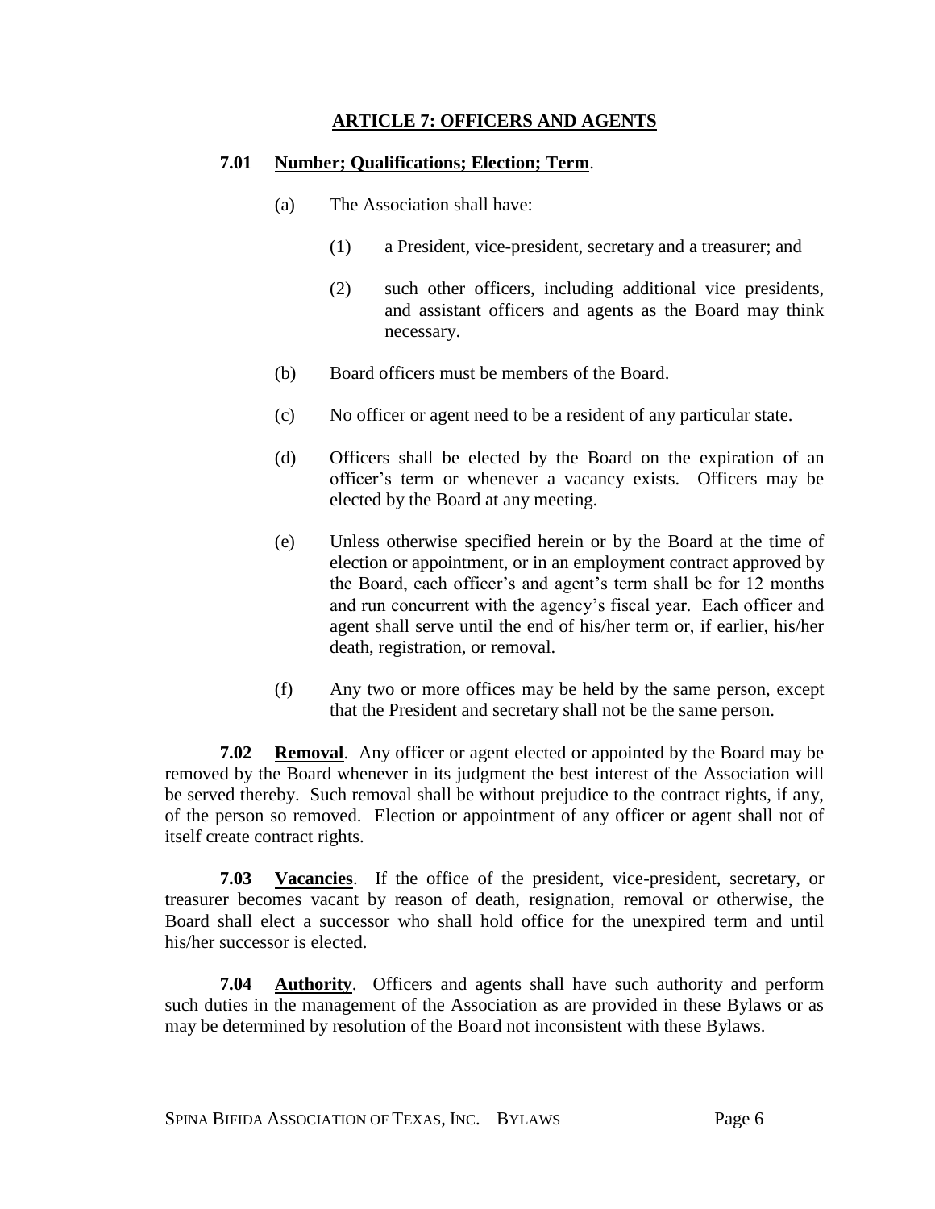## ARTICLE 7: OFFICERS AND AGENTS

**7.01 Number; Qualifications; Election; Term.**

(a) The Association shall have:

(1) a President, vice-president, secretary and a treasurer; and

(2) such other officers, including additional vice presidents, and assistant officers and agents as the Board may think necessary.

(b) Board officers must be members of the Board.

(c) No officer or agent need to be a resident of any particular state.

(d) Officers shall be elected by the Board on the expiration of an officer's term or whenever a vacancy exists. Officers may be elected by the Board at any meeting.

(e) Unless otherwise specified herein or by the Board at the time of election or appointment, or in an employment contract approved by the Board, each officer's and agent's term shall be for 12 months and run concurrent with the agency's fiscal year. Each officer and agent shall serve until the end of his/her term or, if earlier, his/her death, registration, or removal.

(f) Any two or more offices may be held by the same person, except that the President and secretary shall not be the same person.

**7.02 Removal**. Any officer or agent elected or appointed by the Board may be removed by the Board whenever in its judgment the best interest of the Association will be served thereby. Such removal shall be without prejudice to the contract rights, if any, of the person so removed. Election or appointment of any officer or agent shall not of itself create contract rights.

**7.03 Vacancies**. If the office of the president, vice-president, secretary, or treasurer becomes vacant by reason of death, resignation, removal or otherwise, the Board shall elect a successor who shall hold office for the unexpired term and until his/her successor is elected.

**7.04 Authority**. Officers and agents shall have such authority and perform such duties in the management of the Association as are provided in these Bylaws or as may be determined by resolution of the Board not inconsistent with these Bylaws.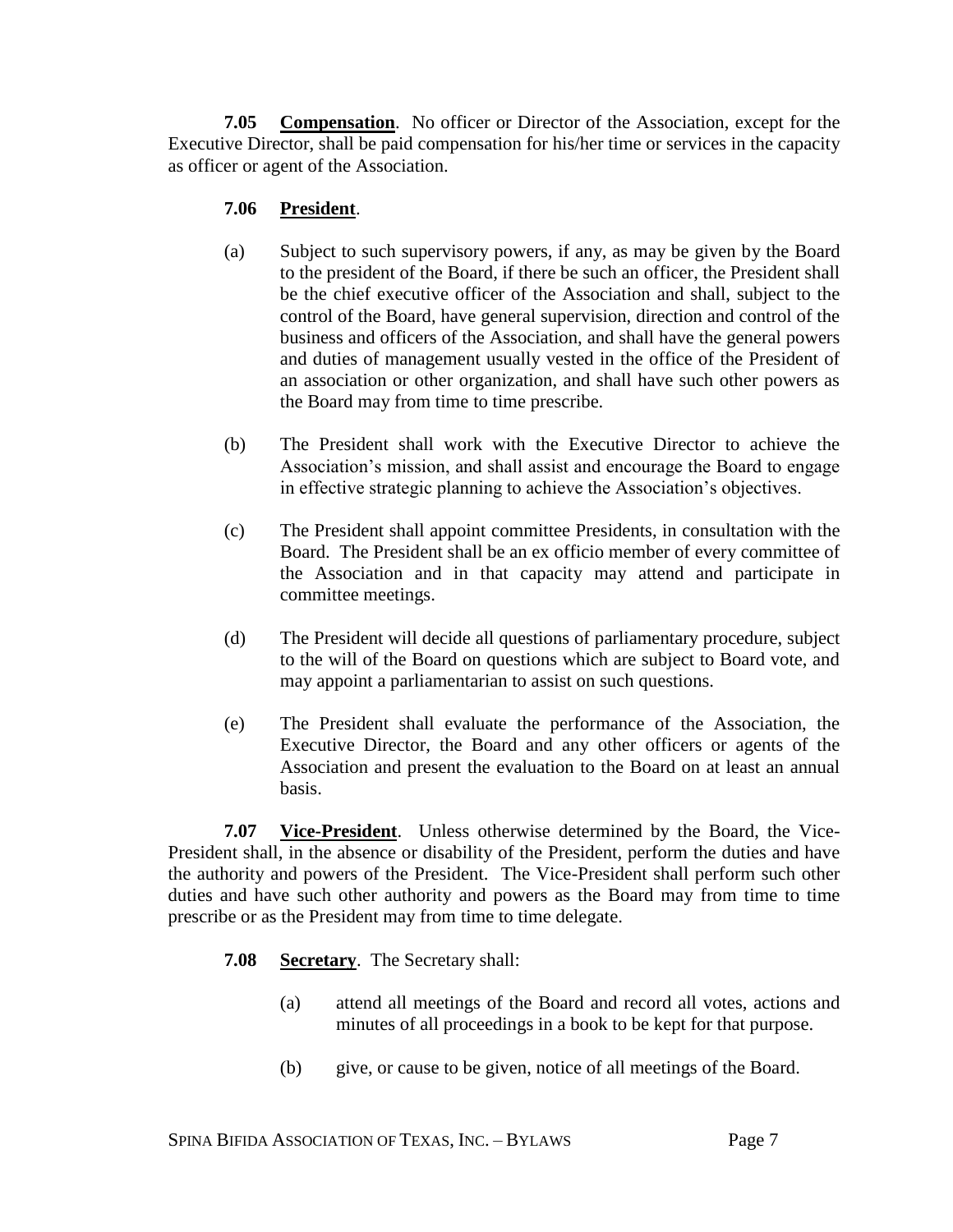**7.05 Compensation**. No officer or Director of the Association, except for the Executive Director, shall be paid compensation for his/her time or services in the capacity as officer or agent of the Association.

**7.06 President**.

(a) Subject to such supervisory powers, if any, as may be given by the Board to the president of the Board, if there be such an officer, the President shall be the chief executive officer of the Association and shall, subject to the control of the Board, have general supervision, direction and control of the business and officers of the Association, and shall have the general powers and duties of management usually vested in the office of the President of an association or other organization, and shall have such other powers as the Board may from time to time prescribe.

(b) The President shall work with the Executive Director to achieve the Association's mission, and shall assist and encourage the Board to engage in effective strategic planning to achieve the Association's objectives.

(c) The President shall appoint committee Presidents, in consultation with the Board. The President shall be an ex officio member of every committee of the Association and in that capacity may attend and participate in committee meetings.

(d) The President will decide all questions of parliamentary procedure, subject to the will of the Board on questions which are subject to Board vote, and may appoint a parliamentarian to assist on such questions.

(e) The President shall evaluate the performance of the Association, the Executive Director, the Board and any other officers or agents of the Association and present the evaluation to the Board on at least an annual basis.

**7.07 Vice-President**. Unless otherwise determined by the Board, the Vice-President shall, in the absence or disability of the President, perform the duties and have the authority and powers of the President. The Vice-President shall perform such other duties and have such other authority and powers as the Board may from time to time prescribe or as the President may from time to time delegate.

**7.08 Secretary**. The Secretary shall:

(a) attend all meetings of the Board and record all votes, actions and minutes of all proceedings in a book to be kept for that purpose.

(b) give, or cause to be given, notice of all meetings of the Board.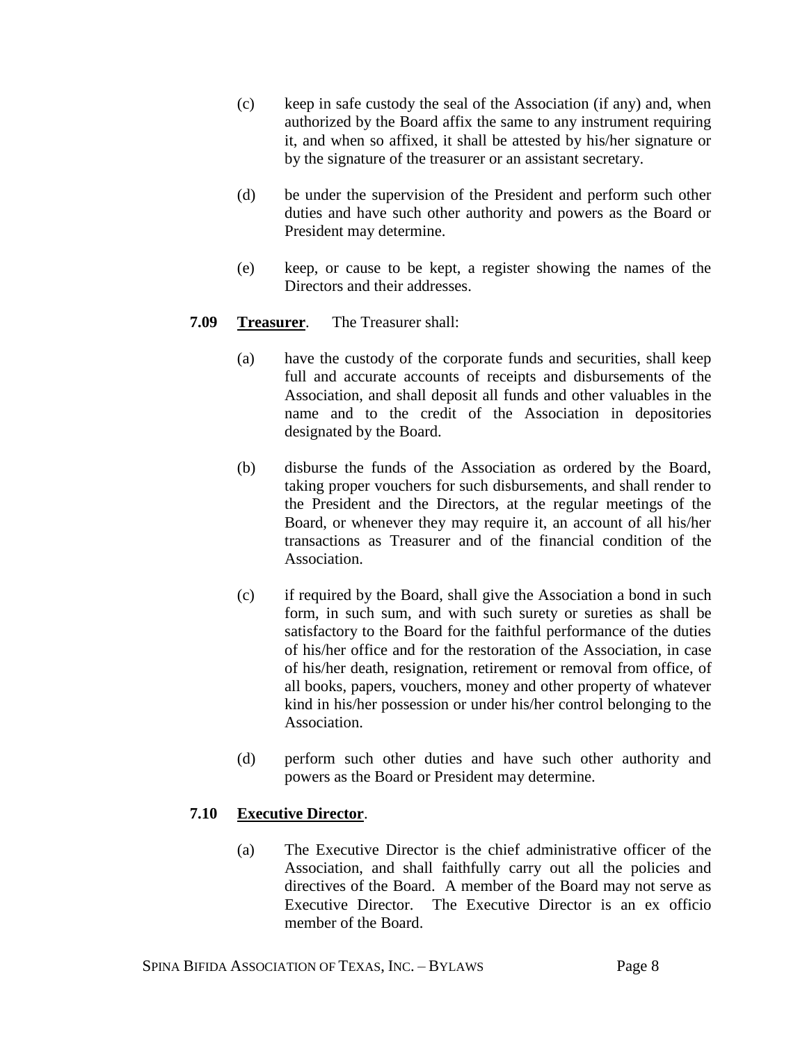(c) keep in safe custody the seal of the Association (if any) and, when authorized by the Board affix the same to any instrument requiring it, and when so affixed, it shall be attested by his/her signature or by the signature of the treasurer or an assistant secretary.

(d) be under the supervision of the President and perform such other duties and have such other authority and powers as the Board or President may determine.

(e) keep, or cause to be kept, a register showing the names of the Directors and their addresses.

**7.09 <u>Treasurer</u>.** The Treasurer shall:

(a) have the custody of the corporate funds and securities, shall keep full and accurate accounts of receipts and disbursements of the Association, and shall deposit all funds and other valuables in the name and to the credit of the Association in depositories designated by the Board.

(b) disburse the funds of the Association as ordered by the Board, taking proper vouchers for such disbursements, and shall render to the President and the Directors, at the regular meetings of the Board, or whenever they may require it, an account of all his/her transactions as Treasurer and of the financial condition of the Association.

(c) if required by the Board, shall give the Association a bond in such form, in such sum, and with such surety or sureties as shall be satisfactory to the Board for the faithful performance of the duties of his/her office and for the restoration of the Association, in case of his/her death, resignation, retirement or removal from office, of all books, papers, vouchers, money and other property of whatever kind in his/her possession or under his/her control belonging to the Association.

(d) perform such other duties and have such other authority and powers as the Board or President may determine.

**7.10 <u>Executive Director</u>.**

(a) The Executive Director is the chief administrative officer of the Association, and shall faithfully carry out all the policies and directives of the Board. A member of the Board may not serve as Executive Director. The Executive Director is an ex officio member of the Board.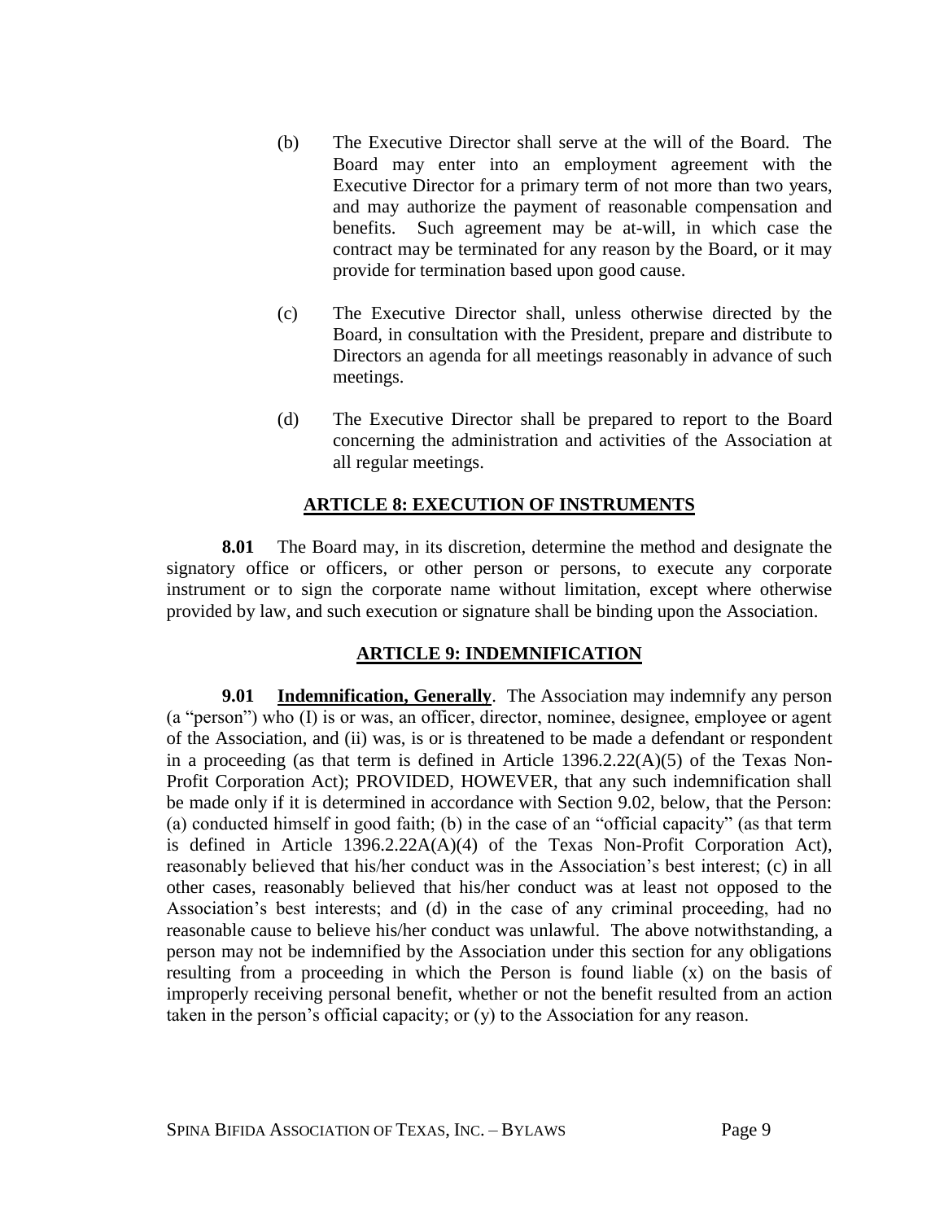(b) The Executive Director shall serve at the will of the Board. The Board may enter into an employment agreement with the Executive Director for a primary term of not more than two years, and may authorize the payment of reasonable compensation and benefits. Such agreement may be at-will, in which case the contract may be terminated for any reason by the Board, or it may provide for termination based upon good cause.

(c) The Executive Director shall, unless otherwise directed by the Board, in consultation with the President, prepare and distribute to Directors an agenda for all meetings reasonably in advance of such meetings.

(d) The Executive Director shall be prepared to report to the Board concerning the administration and activities of the Association at all regular meetings.

## ARTICLE 8: EXECUTION OF INSTRUMENTS

**8.01** The Board may, in its discretion, determine the method and designate the signatory office or officers, or other person or persons, to execute any corporate instrument or to sign the corporate name without limitation, except where otherwise provided by law, and such execution or signature shall be binding upon the Association.

## ARTICLE 9: INDEMNIFICATION

**9.01 Indemnification, Generally**. The Association may indemnify any person (a "person") who (I) is or was, an officer, director, nominee, designee, employee or agent of the Association, and (ii) was, is or is threatened to be made a defendant or respondent in a proceeding (as that term is defined in Article 1396.2.22(A)(5) of the Texas Non-Profit Corporation Act); PROVIDED, HOWEVER, that any such indemnification shall be made only if it is determined in accordance with Section 9.02, below, that the Person: (a) conducted himself in good faith; (b) in the case of an "official capacity" (as that term is defined in Article 1396.2.22A(A)(4) of the Texas Non-Profit Corporation Act), reasonably believed that his/her conduct was in the Association's best interest; (c) in all other cases, reasonably believed that his/her conduct was at least not opposed to the Association's best interests; and (d) in the case of any criminal proceeding, had no reasonable cause to believe his/her conduct was unlawful. The above notwithstanding, a person may not be indemnified by the Association under this section for any obligations resulting from a proceeding in which the Person is found liable (x) on the basis of improperly receiving personal benefit, whether or not the benefit resulted from an action taken in the person's official capacity; or (y) to the Association for any reason.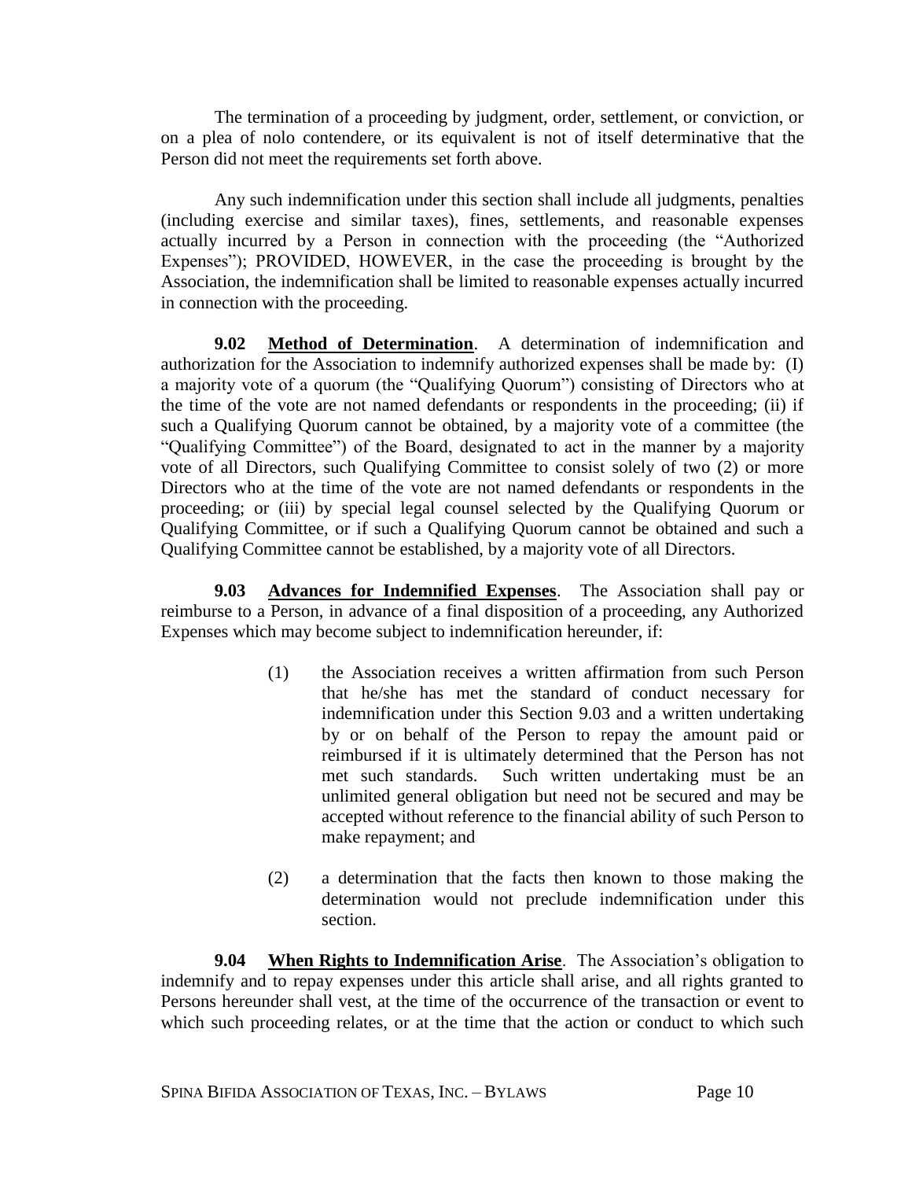The termination of a proceeding by judgment, order, settlement, or conviction, or on a plea of nolo contendere, or its equivalent is not of itself determinative that the Person did not meet the requirements set forth above.

Any such indemnification under this section shall include all judgments, penalties (including exercise and similar taxes), fines, settlements, and reasonable expenses actually incurred by a Person in connection with the proceeding (the "Authorized Expenses"); PROVIDED, HOWEVER, in the case the proceeding is brought by the Association, the indemnification shall be limited to reasonable expenses actually incurred in connection with the proceeding.

**9.02 Method of Determination**. A determination of indemnification and authorization for the Association to indemnify authorized expenses shall be made by: (I) a majority vote of a quorum (the "Qualifying Quorum") consisting of Directors who at the time of the vote are not named defendants or respondents in the proceeding; (ii) if such a Qualifying Quorum cannot be obtained, by a majority vote of a committee (the "Qualifying Committee") of the Board, designated to act in the manner by a majority vote of all Directors, such Qualifying Committee to consist solely of two (2) or more Directors who at the time of the vote are not named defendants or respondents in the proceeding; or (iii) by special legal counsel selected by the Qualifying Quorum or Qualifying Committee, or if such a Qualifying Quorum cannot be obtained and such a Qualifying Committee cannot be established, by a majority vote of all Directors.

**9.03 Advances for Indemnified Expenses**. The Association shall pay or reimburse to a Person, in advance of a final disposition of a proceeding, any Authorized Expenses which may become subject to indemnification hereunder, if:

(1) the Association receives a written affirmation from such Person that he/she has met the standard of conduct necessary for indemnification under this Section 9.03 and a written undertaking by or on behalf of the Person to repay the amount paid or reimbursed if it is ultimately determined that the Person has not met such standards. Such written undertaking must be an unlimited general obligation but need not be secured and may be accepted without reference to the financial ability of such Person to make repayment; and

(2) a determination that the facts then known to those making the determination would not preclude indemnification under this section.

**9.04 When Rights to Indemnification Arise**. The Association's obligation to indemnify and to repay expenses under this article shall arise, and all rights granted to Persons hereunder shall vest, at the time of the occurrence of the transaction or event to which such proceeding relates, or at the time that the action or conduct to which such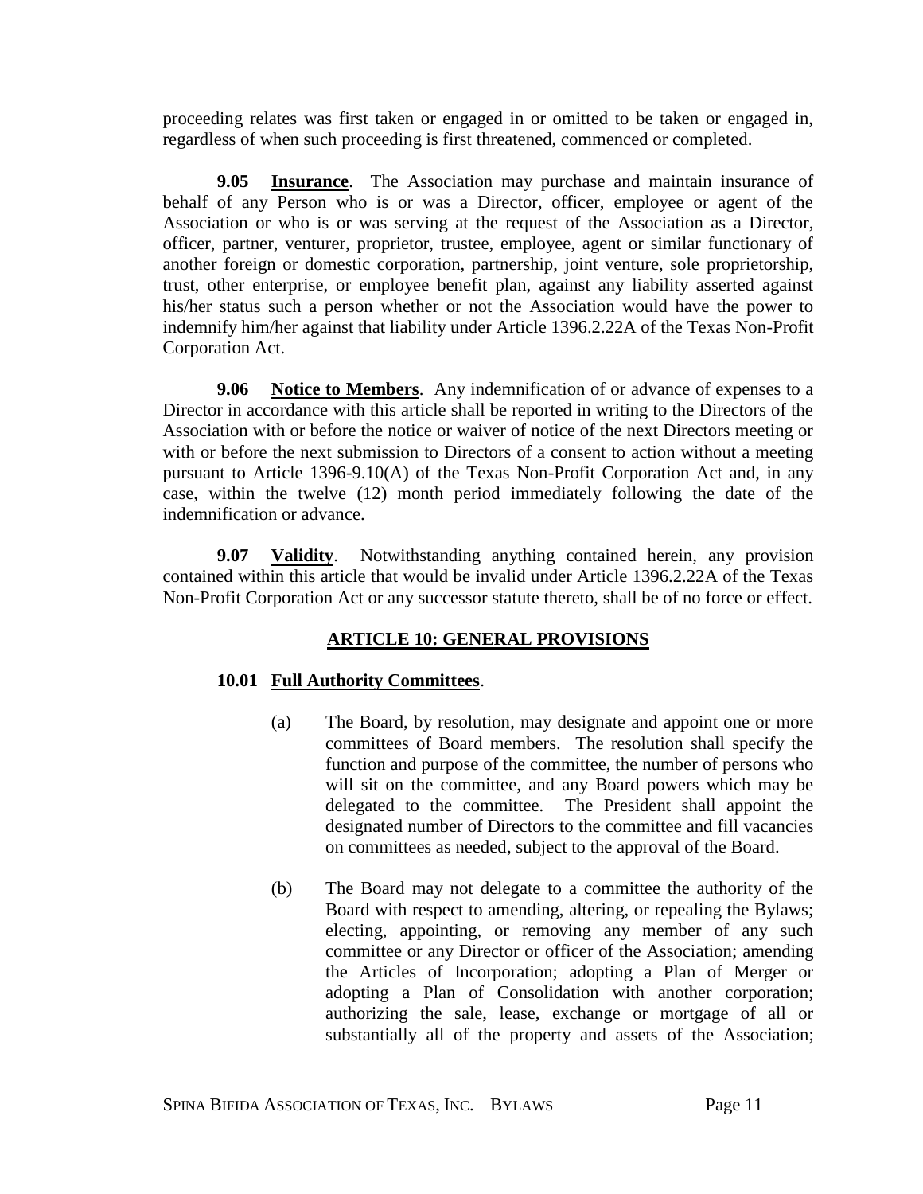proceeding relates was first taken or engaged in or omitted to be taken or engaged in, regardless of when such proceeding is first threatened, commenced or completed.

**9.05 Insurance**. The Association may purchase and maintain insurance of behalf of any Person who is or was a Director, officer, employee or agent of the Association or who is or was serving at the request of the Association as a Director, officer, partner, venturer, proprietor, trustee, employee, agent or similar functionary of another foreign or domestic corporation, partnership, joint venture, sole proprietorship, trust, other enterprise, or employee benefit plan, against any liability asserted against his/her status such a person whether or not the Association would have the power to indemnify him/her against that liability under Article 1396.2.22A of the Texas Non-Profit Corporation Act.

**9.06 Notice to Members**. Any indemnification of or advance of expenses to a Director in accordance with this article shall be reported in writing to the Directors of the Association with or before the notice or waiver of notice of the next Directors meeting or with or before the next submission to Directors of a consent to action without a meeting pursuant to Article 1396-9.10(A) of the Texas Non-Profit Corporation Act and, in any case, within the twelve (12) month period immediately following the date of the indemnification or advance.

**9.07 Validity**. Notwithstanding anything contained herein, any provision contained within this article that would be invalid under Article 1396.2.22A of the Texas Non-Profit Corporation Act or any successor statute thereto, shall be of no force or effect.

## ARTICLE 10: GENERAL PROVISIONS

**10.01 Full Authority Committees**.

(a) The Board, by resolution, may designate and appoint one or more committees of Board members. The resolution shall specify the function and purpose of the committee, the number of persons who will sit on the committee, and any Board powers which may be delegated to the committee. The President shall appoint the designated number of Directors to the committee and fill vacancies on committees as needed, subject to the approval of the Board.

(b) The Board may not delegate to a committee the authority of the Board with respect to amending, altering, or repealing the Bylaws; electing, appointing, or removing any member of any such committee or any Director or officer of the Association; amending the Articles of Incorporation; adopting a Plan of Merger or adopting a Plan of Consolidation with another corporation; authorizing the sale, lease, exchange or mortgage of all or substantially all of the property and assets of the Association;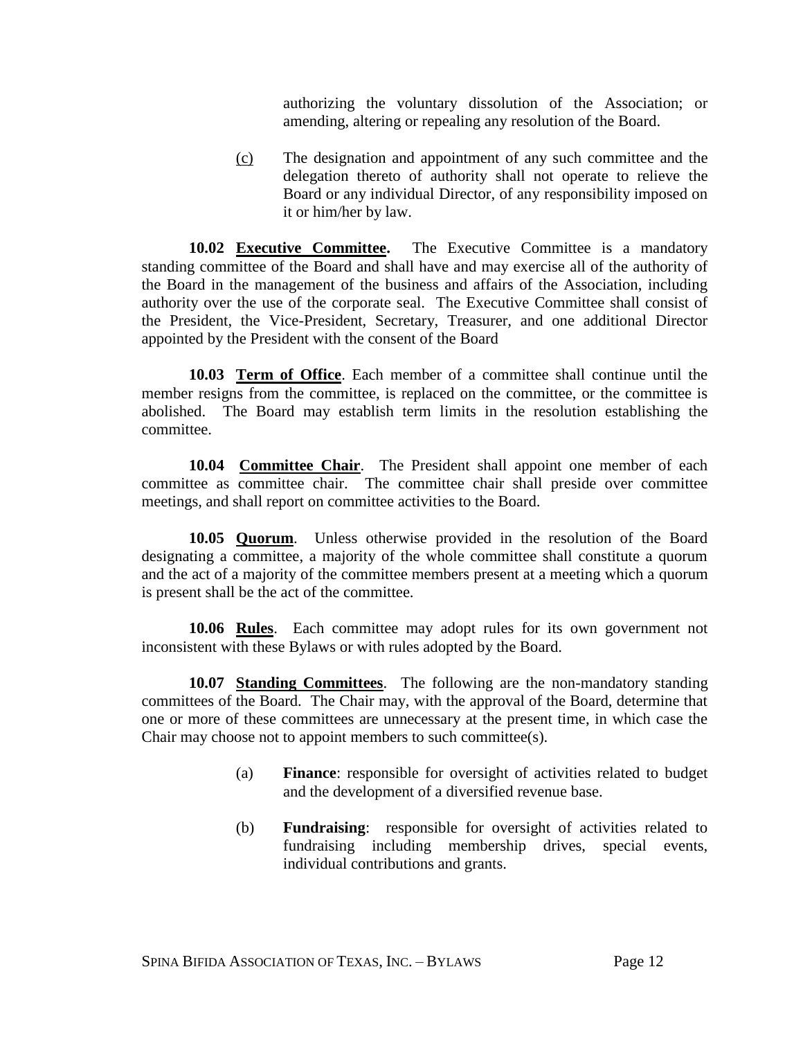authorizing the voluntary dissolution of the Association; or amending, altering or repealing any resolution of the Board.

(c) The designation and appointment of any such committee and the delegation thereto of authority shall not operate to relieve the Board or any individual Director, of any responsibility imposed on it or him/her by law.

**10.02 Executive Committee.** The Executive Committee is a mandatory standing committee of the Board and shall have and may exercise all of the authority of the Board in the management of the business and affairs of the Association, including authority over the use of the corporate seal. The Executive Committee shall consist of the President, the Vice-President, Secretary, Treasurer, and one additional Director appointed by the President with the consent of the Board

**10.03 Term of Office**. Each member of a committee shall continue until the member resigns from the committee, is replaced on the committee, or the committee is abolished. The Board may establish term limits in the resolution establishing the committee.

**10.04 Committee Chair**. The President shall appoint one member of each committee as committee chair. The committee chair shall preside over committee meetings, and shall report on committee activities to the Board.

**10.05 Quorum**. Unless otherwise provided in the resolution of the Board designating a committee, a majority of the whole committee shall constitute a quorum and the act of a majority of the committee members present at a meeting which a quorum is present shall be the act of the committee.

**10.06 Rules**. Each committee may adopt rules for its own government not inconsistent with these Bylaws or with rules adopted by the Board.

**10.07 Standing Committees**. The following are the non-mandatory standing committees of the Board. The Chair may, with the approval of the Board, determine that one or more of these committees are unnecessary at the present time, in which case the Chair may choose not to appoint members to such committee(s).

(a) **Finance**: responsible for oversight of activities related to budget and the development of a diversified revenue base.

(b) **Fundraising**: responsible for oversight of activities related to fundraising including membership drives, special events, individual contributions and grants.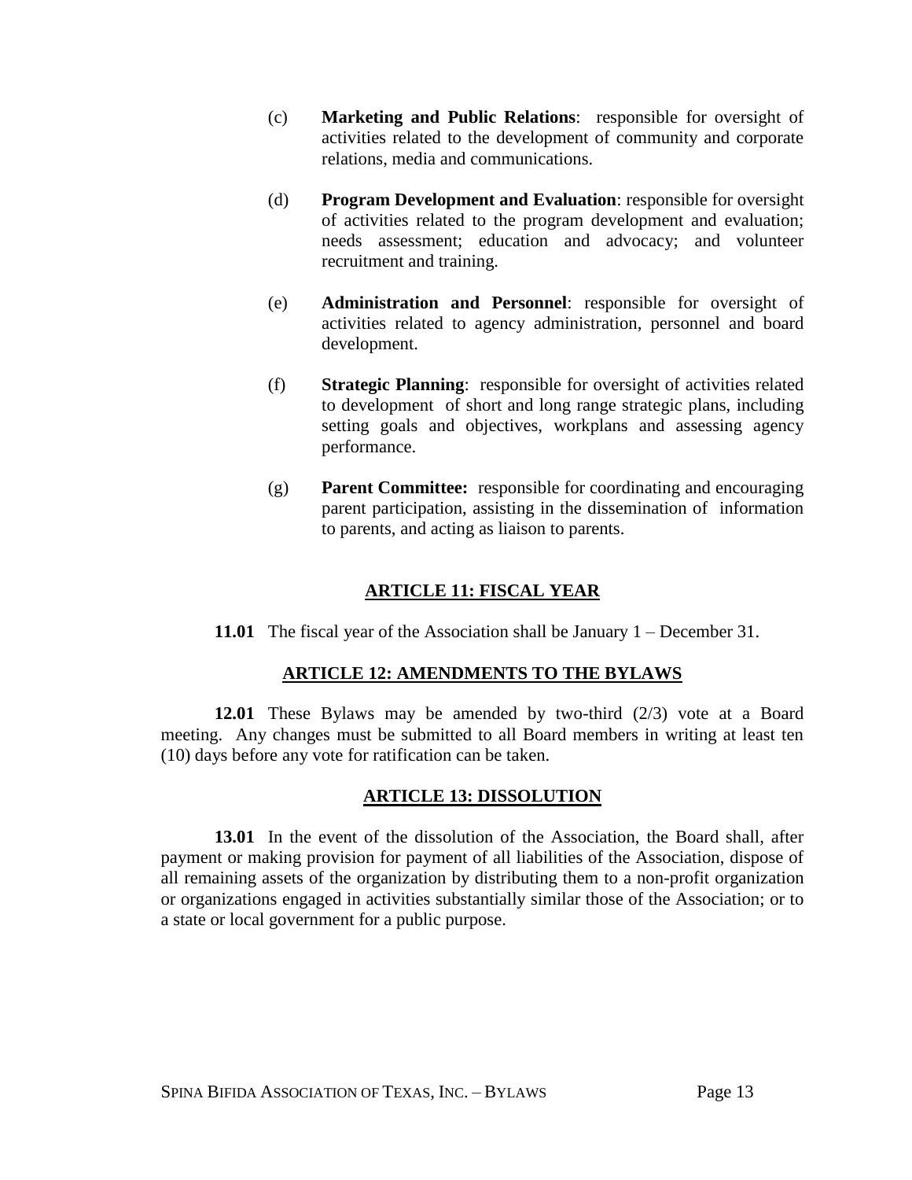(c) **Marketing and Public Relations**: responsible for oversight of activities related to the development of community and corporate relations, media and communications.

(d) **Program Development and Evaluation**: responsible for oversight of activities related to the program development and evaluation; needs assessment; education and advocacy; and volunteer recruitment and training.

(e) **Administration and Personnel**: responsible for oversight of activities related to agency administration, personnel and board development.

(f) **Strategic Planning**: responsible for oversight of activities related to development of short and long range strategic plans, including setting goals and objectives, workplans and assessing agency performance.

(g) **Parent Committee:** responsible for coordinating and encouraging parent participation, assisting in the dissemination of information to parents, and acting as liaison to parents.

## ARTICLE 11: FISCAL YEAR

**11.01** The fiscal year of the Association shall be January 1 – December 31.

## ARTICLE 12: AMENDMENTS TO THE BYLAWS

**12.01** These Bylaws may be amended by two-third (2/3) vote at a Board meeting. Any changes must be submitted to all Board members in writing at least ten (10) days before any vote for ratification can be taken.

## ARTICLE 13: DISSOLUTION

**13.01** In the event of the dissolution of the Association, the Board shall, after payment or making provision for payment of all liabilities of the Association, dispose of all remaining assets of the organization by distributing them to a non-profit organization or organizations engaged in activities substantially similar those of the Association; or to a state or local government for a public purpose.